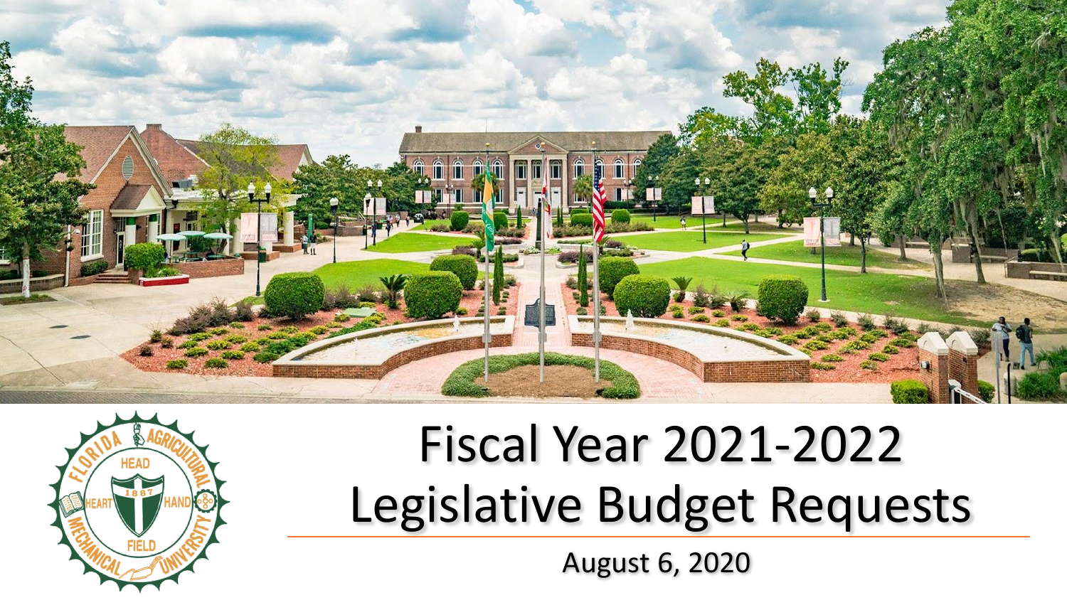# Fiscal Year 2021-2022 Legislative Budget Requests

August 6, 2020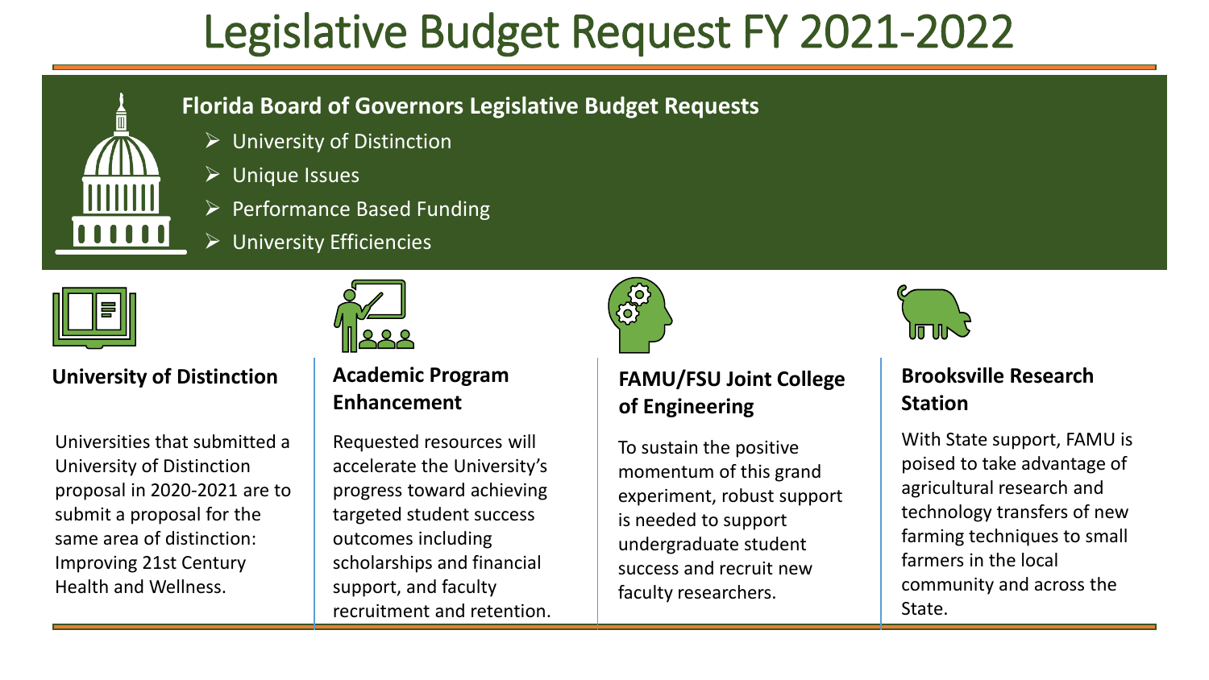# Legislative Budget Request FY 2021-2022

## Florida Board of Governors Legislative Budget Requests

- University of Distinction
- Unique Issues
- Performance Based Funding
- University Efficiencies

### University of Distinction

Universities that submitted a University of Distinction proposal in 2020-2021 are to submit a proposal for the same area of distinction: Improving 21st Century Health and Wellness.

### Academic Program Enhancement

Requested resources will accelerate the University's progress toward achieving targeted student success outcomes including scholarships and financial support, and faculty recruitment and retention.

### FAMU/FSU Joint College of Engineering

To sustain the positive momentum of this grand experiment, robust support is needed to support undergraduate student success and recruit new faculty researchers.

### Brooksville Research Station

With State support, FAMU is poised to take advantage of agricultural research and technology transfers of new farming techniques to small farmers in the local community and across the State.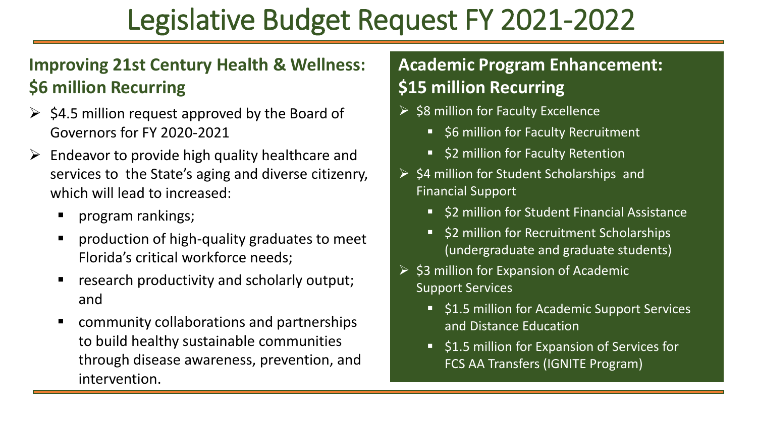# Legislative Budget Request FY 2021-2022

## Improving 21st Century Health & Wellness: $6 million Recurring

- $4.5 million request approved by the Board of Governors for FY 2020-2021
- Endeavor to provide high quality healthcare and services to the State's aging and diverse citizenry, which will lead to increased:
  - program rankings;
  - production of high-quality graduates to meet Florida's critical workforce needs;
  - research productivity and scholarly output; and
  - community collaborations and partnerships to build healthy sustainable communities through disease awareness, prevention, and intervention.

## Academic Program Enhancement: $15 million Recurring

- $8 million for Faculty Excellence
  - $6 million for Faculty Recruitment
  - $2 million for Faculty Retention
- $4 million for Student Scholarships and Financial Support
  - $2 million for Student Financial Assistance
  - $2 million for Recruitment Scholarships (undergraduate and graduate students)
- $3 million for Expansion of Academic Support Services
  - $1.5 million for Academic Support Services and Distance Education
  - $1.5 million for Expansion of Services for FCS AA Transfers (IGNITE Program)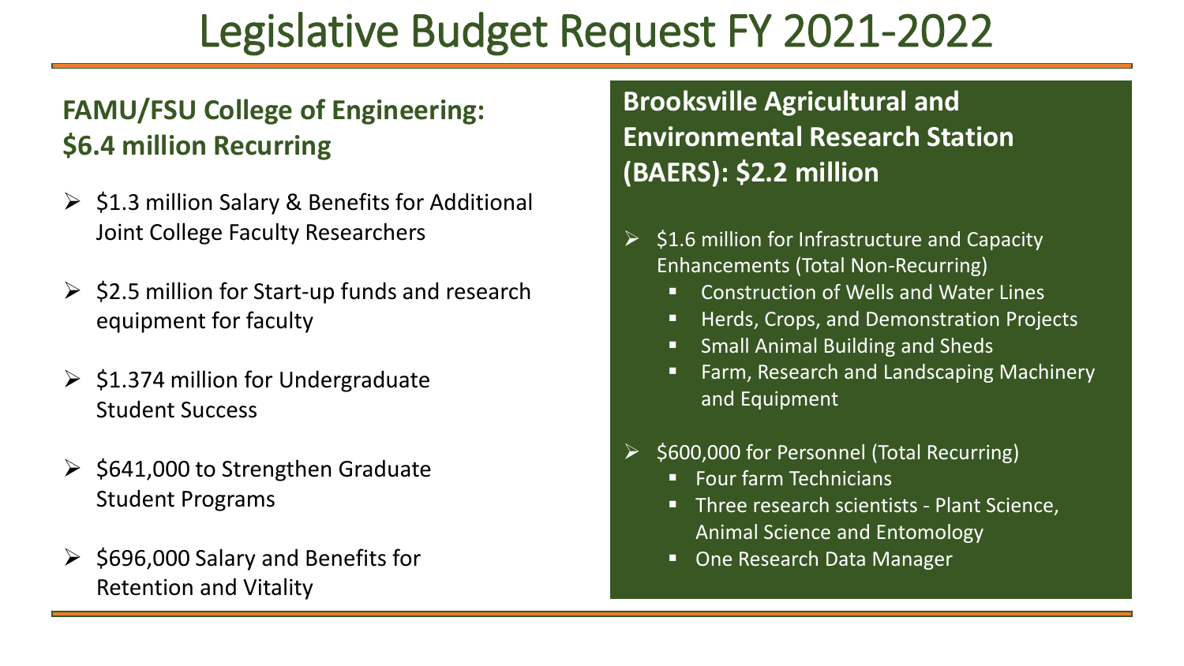# Legislative Budget Request FY 2021-2022

## FAMU/FSU College of Engineering: $6.4 million Recurring

- $1.3 million Salary & Benefits for Additional Joint College Faculty Researchers
- $2.5 million for Start-up funds and research equipment for faculty
- $1.374 million for Undergraduate Student Success
- $641,000 to Strengthen Graduate Student Programs
- $696,000 Salary and Benefits for Retention and Vitality

## Brooksville Agricultural and Environmental Research Station (BAERS): $2.2 million

- $1.6 million for Infrastructure and Capacity Enhancements (Total Non-Recurring)
  - Construction of Wells and Water Lines
  - Herds, Crops, and Demonstration Projects
  - Small Animal Building and Sheds
  - Farm, Research and Landscaping Machinery and Equipment
- $600,000 for Personnel (Total Recurring)
  - Four farm Technicians
  - Three research scientists - Plant Science, Animal Science and Entomology
  - One Research Data Manager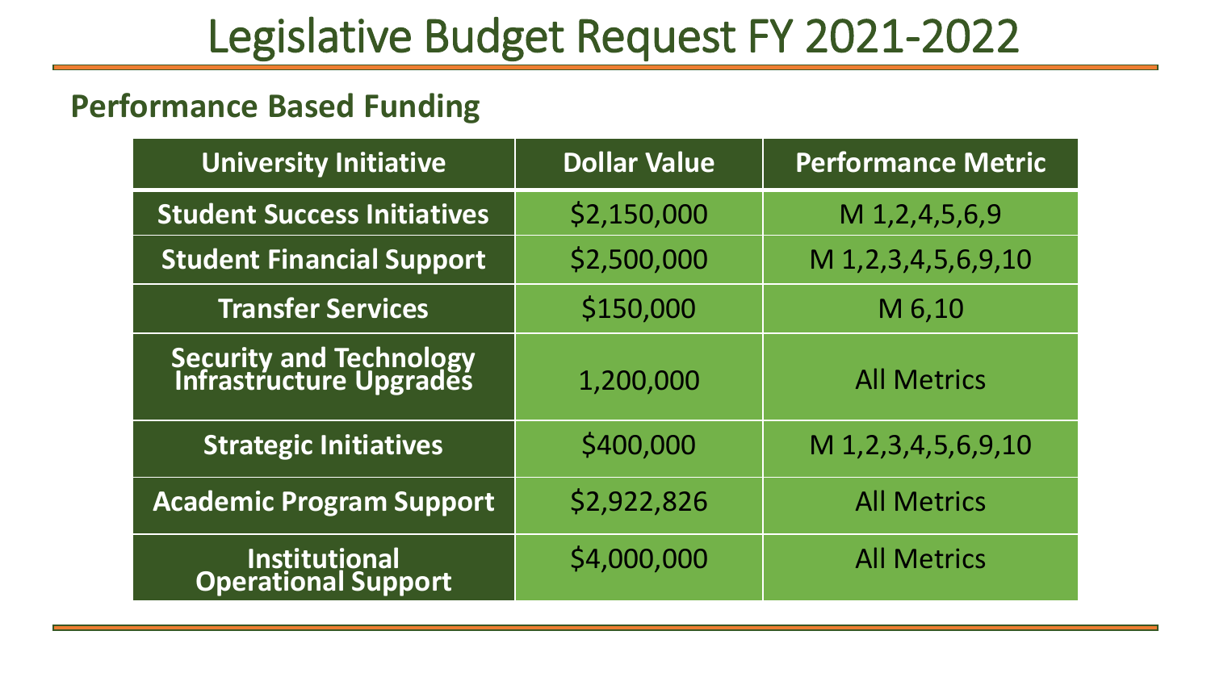# Legislative Budget Request FY 2021-2022

## Performance Based Funding

| University Initiative | Dollar Value | Performance Metric |
|---|---|---|
| Student Success Initiatives | $2,150,000 | M 1,2,4,5,6,9 |
| Student Financial Support | $2,500,000 | M 1,2,3,4,5,6,9,10 |
| Transfer Services | $150,000 | M 6,10 |
| Security and Technology Infrastructure Upgrades | 1,200,000 | All Metrics |
| Strategic Initiatives | $400,000 | M 1,2,3,4,5,6,9,10 |
| Academic Program Support | $2,922,826 | All Metrics |
| Institutional Operational Support | $4,000,000 | All Metrics |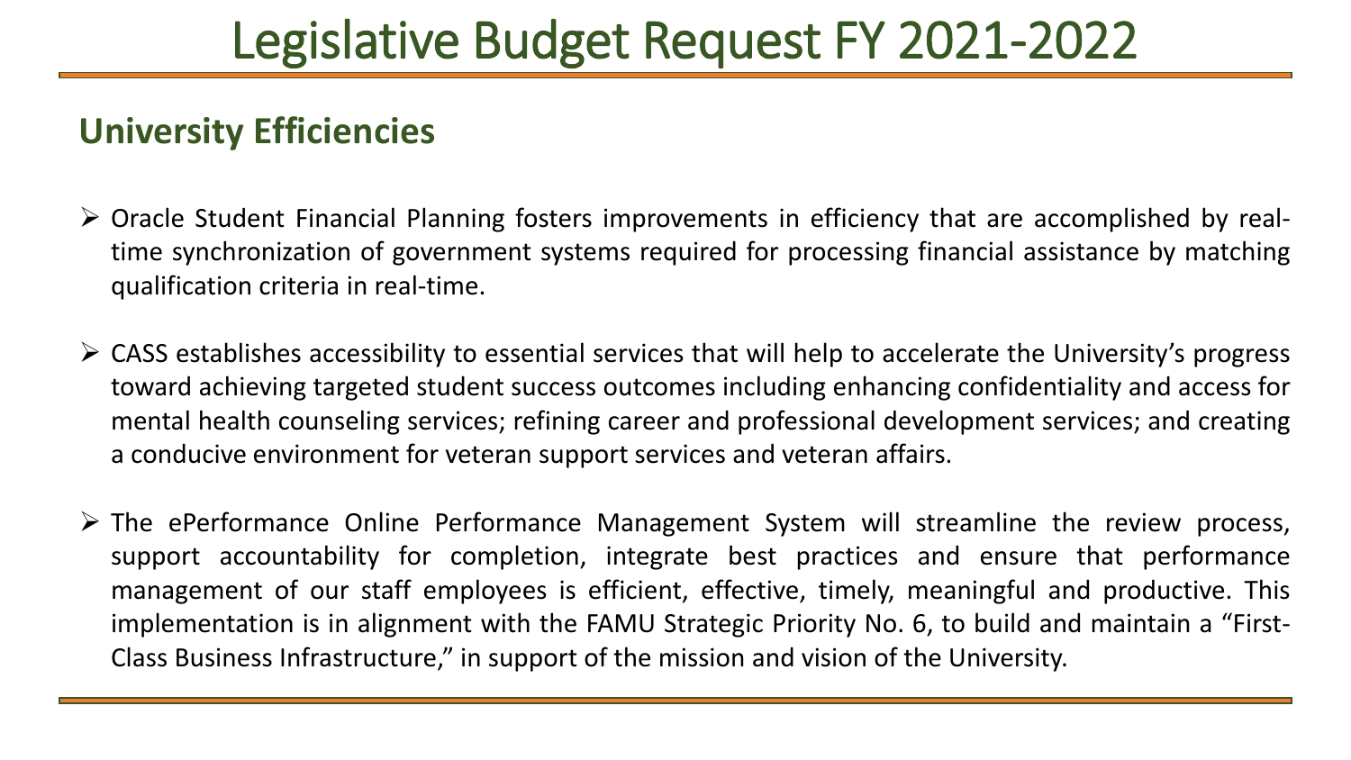# Legislative Budget Request FY 2021-2022

## University Efficiencies

- Oracle Student Financial Planning fosters improvements in efficiency that are accomplished by real-time synchronization of government systems required for processing financial assistance by matching qualification criteria in real-time.

- CASS establishes accessibility to essential services that will help to accelerate the University's progress toward achieving targeted student success outcomes including enhancing confidentiality and access for mental health counseling services; refining career and professional development services; and creating a conducive environment for veteran support services and veteran affairs.

- The ePerformance Online Performance Management System will streamline the review process, support accountability for completion, integrate best practices and ensure that performance management of our staff employees is efficient, effective, timely, meaningful and productive. This implementation is in alignment with the FAMU Strategic Priority No. 6, to build and maintain a "First-Class Business Infrastructure," in support of the mission and vision of the University.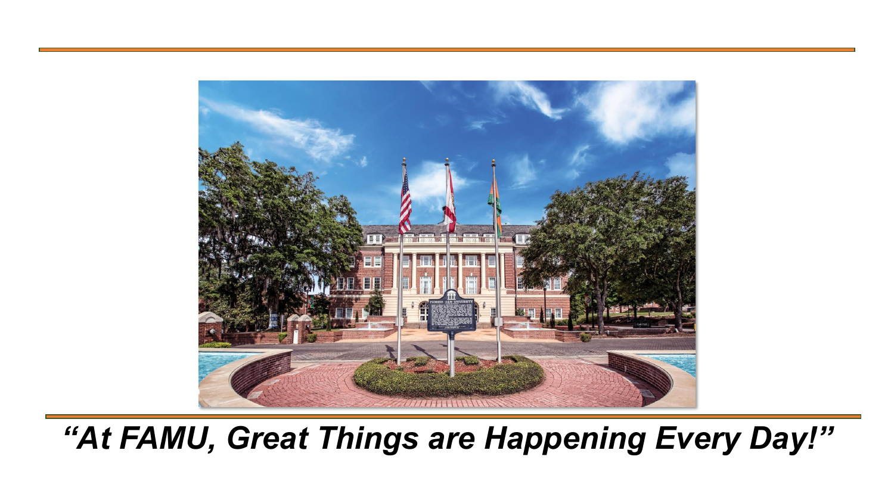*“At FAMU, Great Things are Happening Every Day!”*